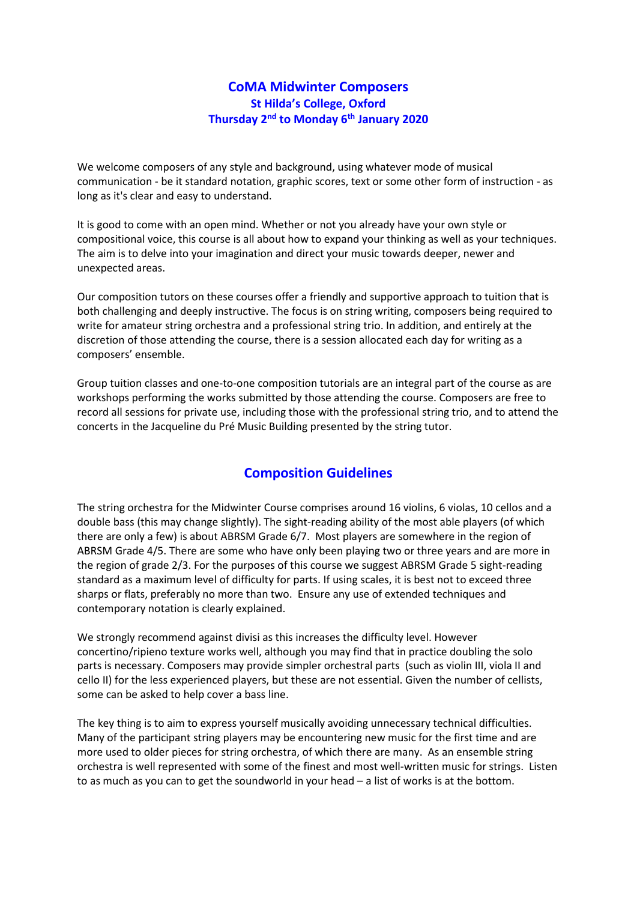# CoMA Midwinter Composers

## St Hilda's College, Oxford

## Thursday 2nd to Monday 6th January 2020

We welcome composers of any style and background, using whatever mode of musical communication - be it standard notation, graphic scores, text or some other form of instruction - as long as it's clear and easy to understand.

It is good to come with an open mind. Whether or not you already have your own style or compositional voice, this course is all about how to expand your thinking as well as your techniques. The aim is to delve into your imagination and direct your music towards deeper, newer and unexpected areas.

Our composition tutors on these courses offer a friendly and supportive approach to tuition that is both challenging and deeply instructive. The focus is on string writing, composers being required to write for amateur string orchestra and a professional string trio. In addition, and entirely at the discretion of those attending the course, there is a session allocated each day for writing as a composers' ensemble.

Group tuition classes and one-to-one composition tutorials are an integral part of the course as are workshops performing the works submitted by those attending the course. Composers are free to record all sessions for private use, including those with the professional string trio, and to attend the concerts in the Jacqueline du Pré Music Building presented by the string tutor.

## Composition Guidelines

The string orchestra for the Midwinter Course comprises around 16 violins, 6 violas, 10 cellos and a double bass (this may change slightly). The sight-reading ability of the most able players (of which there are only a few) is about ABRSM Grade 6/7. Most players are somewhere in the region of ABRSM Grade 4/5. There are some who have only been playing two or three years and are more in the region of grade 2/3. For the purposes of this course we suggest ABRSM Grade 5 sight-reading standard as a maximum level of difficulty for parts. If using scales, it is best not to exceed three sharps or flats, preferably no more than two. Ensure any use of extended techniques and contemporary notation is clearly explained.

We strongly recommend against divisi as this increases the difficulty level. However concertino/ripieno texture works well, although you may find that in practice doubling the solo parts is necessary. Composers may provide simpler orchestral parts (such as violin III, viola II and cello II) for the less experienced players, but these are not essential. Given the number of cellists, some can be asked to help cover a bass line.

The key thing is to aim to express yourself musically avoiding unnecessary technical difficulties. Many of the participant string players may be encountering new music for the first time and are more used to older pieces for string orchestra, of which there are many. As an ensemble string orchestra is well represented with some of the finest and most well-written music for strings. Listen to as much as you can to get the soundworld in your head – a list of works is at the bottom.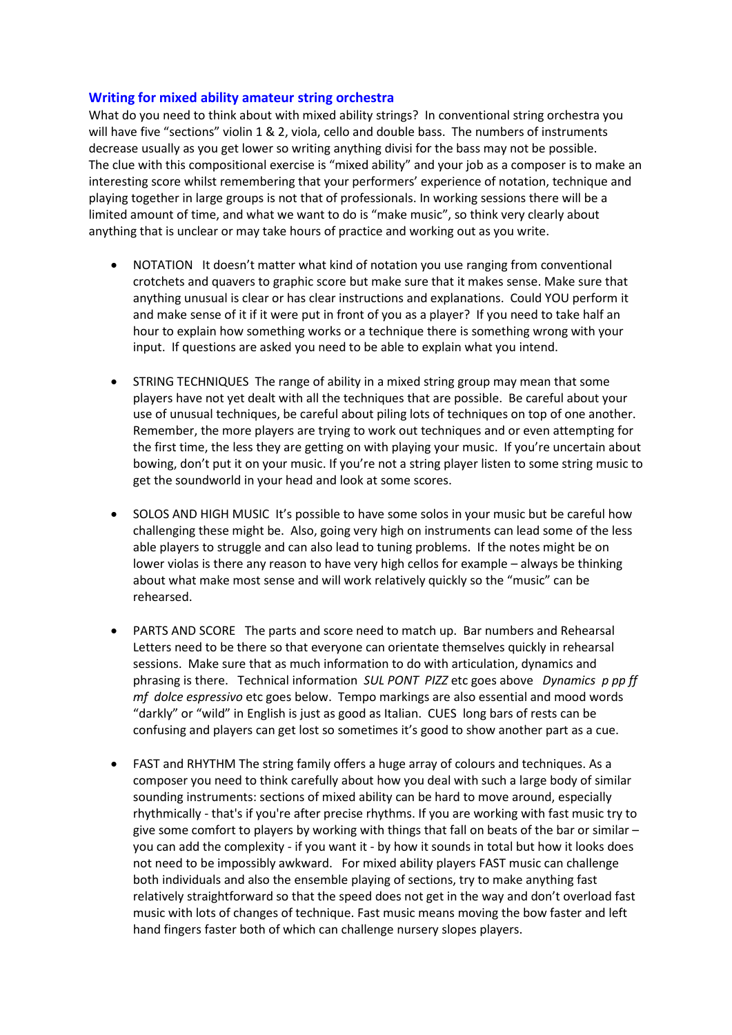## Writing for mixed ability amateur string orchestra

What do you need to think about with mixed ability strings? In conventional string orchestra you will have five "sections" violin 1 & 2, viola, cello and double bass. The numbers of instruments decrease usually as you get lower so writing anything divisi for the bass may not be possible. The clue with this compositional exercise is "mixed ability" and your job as a composer is to make an interesting score whilst remembering that your performers' experience of notation, technique and playing together in large groups is not that of professionals. In working sessions there will be a limited amount of time, and what we want to do is "make music", so think very clearly about anything that is unclear or may take hours of practice and working out as you write.

- NOTATION It doesn't matter what kind of notation you use ranging from conventional crotchets and quavers to graphic score but make sure that it makes sense. Make sure that anything unusual is clear or has clear instructions and explanations. Could YOU perform it and make sense of it if it were put in front of you as a player? If you need to take half an hour to explain how something works or a technique there is something wrong with your input. If questions are asked you need to be able to explain what you intend.

- STRING TECHNIQUES The range of ability in a mixed string group may mean that some players have not yet dealt with all the techniques that are possible. Be careful about your use of unusual techniques, be careful about piling lots of techniques on top of one another. Remember, the more players are trying to work out techniques and or even attempting for the first time, the less they are getting on with playing your music. If you're uncertain about bowing, don't put it on your music. If you're not a string player listen to some string music to get the soundworld in your head and look at some scores.

- SOLOS AND HIGH MUSIC It's possible to have some solos in your music but be careful how challenging these might be. Also, going very high on instruments can lead some of the less able players to struggle and can also lead to tuning problems. If the notes might be on lower violas is there any reason to have very high cellos for example – always be thinking about what make most sense and will work relatively quickly so the "music" can be rehearsed.

- PARTS AND SCORE The parts and score need to match up. Bar numbers and Rehearsal Letters need to be there so that everyone can orientate themselves quickly in rehearsal sessions. Make sure that as much information to do with articulation, dynamics and phrasing is there. Technical information *SUL PONT PIZZ* etc goes above *Dynamics p pp ff mf dolce espressivo* etc goes below. Tempo markings are also essential and mood words "darkly" or "wild" in English is just as good as Italian. CUES long bars of rests can be confusing and players can get lost so sometimes it's good to show another part as a cue.

- FAST and RHYTHM The string family offers a huge array of colours and techniques. As a composer you need to think carefully about how you deal with such a large body of similar sounding instruments: sections of mixed ability can be hard to move around, especially rhythmically - that's if you're after precise rhythms. If you are working with fast music try to give some comfort to players by working with things that fall on beats of the bar or similar – you can add the complexity - if you want it - by how it sounds in total but how it looks does not need to be impossibly awkward. For mixed ability players FAST music can challenge both individuals and also the ensemble playing of sections, try to make anything fast relatively straightforward so that the speed does not get in the way and don't overload fast music with lots of changes of technique. Fast music means moving the bow faster and left hand fingers faster both of which can challenge nursery slopes players.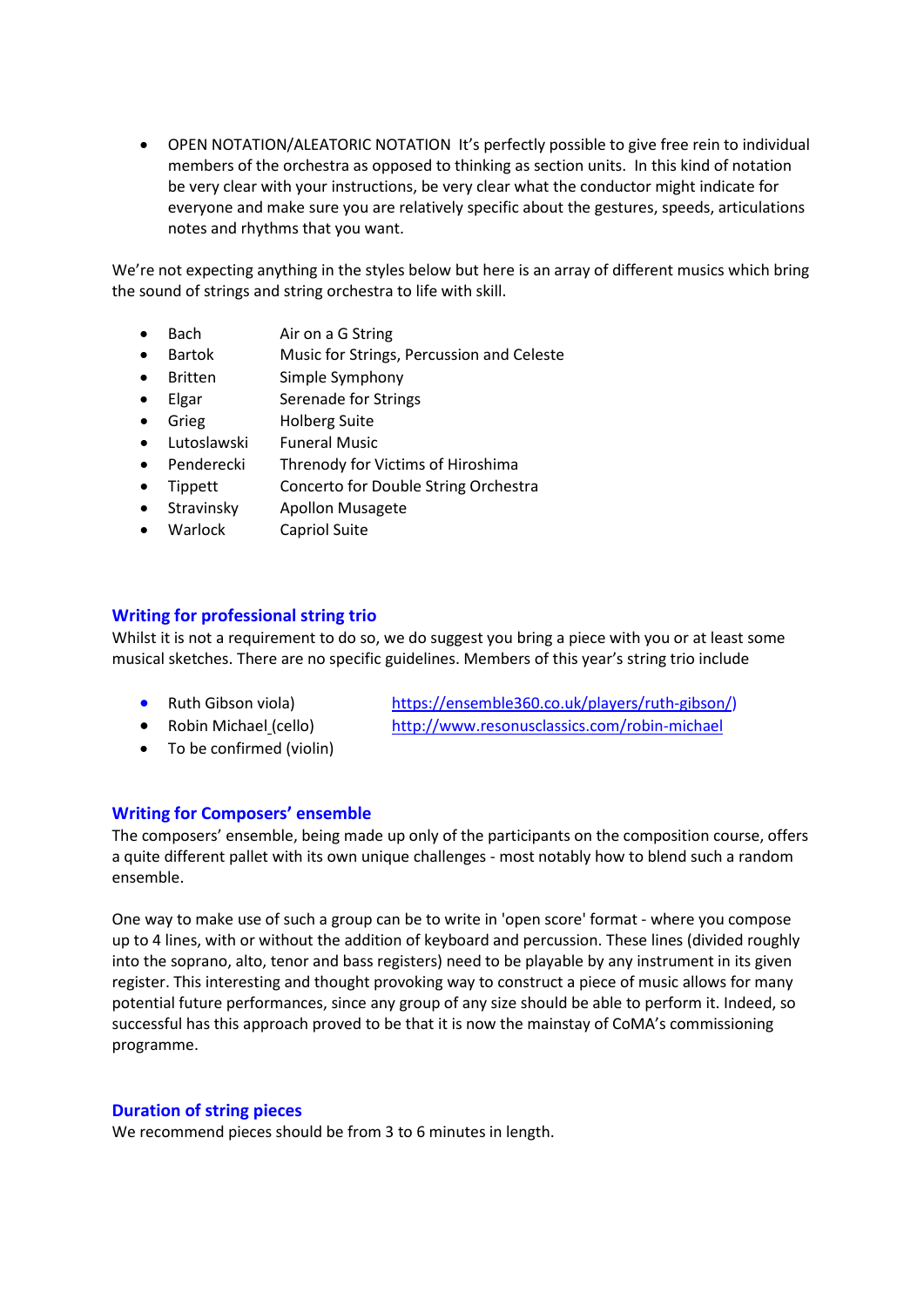- OPEN NOTATION/ALEATORIC NOTATION It's perfectly possible to give free rein to individual members of the orchestra as opposed to thinking as section units. In this kind of notation be very clear with your instructions, be very clear what the conductor might indicate for everyone and make sure you are relatively specific about the gestures, speeds, articulations notes and rhythms that you want.

We're not expecting anything in the styles below but here is an array of different musics which bring the sound of strings and string orchestra to life with skill.

- Bach Air on a G String
- Bartok Music for Strings, Percussion and Celeste
- Britten Simple Symphony
- Elgar Serenade for Strings
- Grieg Holberg Suite
- Lutoslawski Funeral Music
- Penderecki Threnody for Victims of Hiroshima
- Tippett Concerto for Double String Orchestra
- Stravinsky Apollon Musagete
- Warlock Capriol Suite

## Writing for professional string trio

Whilst it is not a requirement to do so, we do suggest you bring a piece with you or at least some musical sketches. There are no specific guidelines. Members of this year's string trio include

- Ruth Gibson viola) https://ensemble360.co.uk/players/ruth-gibson/)
- Robin Michael (cello) http://www.resonusclassics.com/robin-michael
- To be confirmed (violin)

## Writing for Composers' ensemble

The composers' ensemble, being made up only of the participants on the composition course, offers a quite different pallet with its own unique challenges - most notably how to blend such a random ensemble.

One way to make use of such a group can be to write in 'open score' format - where you compose up to 4 lines, with or without the addition of keyboard and percussion. These lines (divided roughly into the soprano, alto, tenor and bass registers) need to be playable by any instrument in its given register. This interesting and thought provoking way to construct a piece of music allows for many potential future performances, since any group of any size should be able to perform it. Indeed, so successful has this approach proved to be that it is now the mainstay of CoMA's commissioning programme.

## Duration of string pieces

We recommend pieces should be from 3 to 6 minutes in length.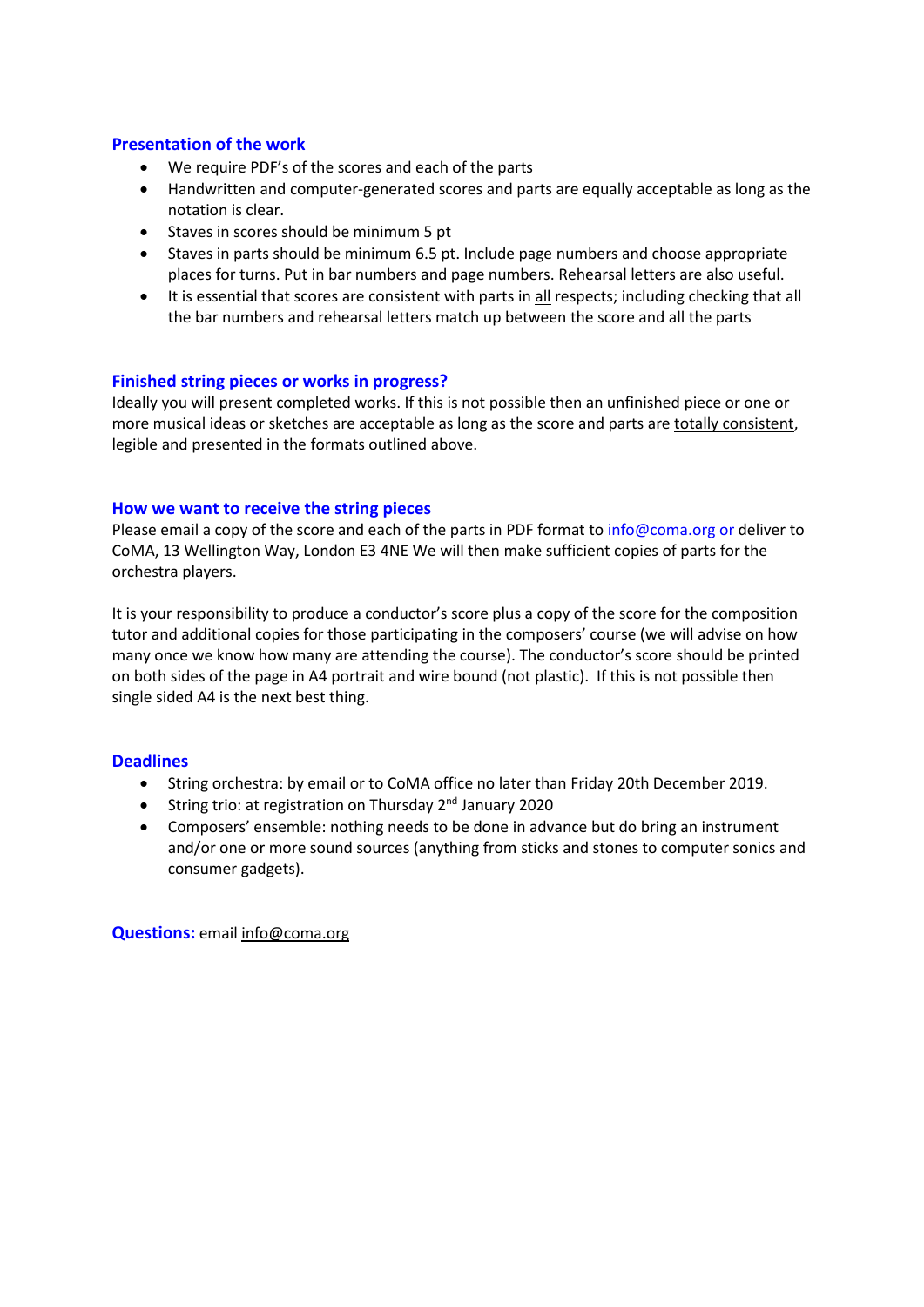## Presentation of the work

- We require PDF's of the scores and each of the parts
- Handwritten and computer-generated scores and parts are equally acceptable as long as the notation is clear.
- Staves in scores should be minimum 5 pt
- Staves in parts should be minimum 6.5 pt. Include page numbers and choose appropriate places for turns. Put in bar numbers and page numbers. Rehearsal letters are also useful.
- It is essential that scores are consistent with parts in all respects; including checking that all the bar numbers and rehearsal letters match up between the score and all the parts

## Finished string pieces or works in progress?

Ideally you will present completed works. If this is not possible then an unfinished piece or one or more musical ideas or sketches are acceptable as long as the score and parts are totally consistent, legible and presented in the formats outlined above.

## How we want to receive the string pieces

Please email a copy of the score and each of the parts in PDF format to info@coma.org or deliver to CoMA, 13 Wellington Way, London E3 4NE We will then make sufficient copies of parts for the orchestra players.

It is your responsibility to produce a conductor's score plus a copy of the score for the composition tutor and additional copies for those participating in the composers' course (we will advise on how many once we know how many are attending the course). The conductor's score should be printed on both sides of the page in A4 portrait and wire bound (not plastic). If this is not possible then single sided A4 is the next best thing.

## Deadlines

- String orchestra: by email or to CoMA office no later than Friday 20th December 2019.
- String trio: at registration on Thursday 2nd January 2020
- Composers' ensemble: nothing needs to be done in advance but do bring an instrument and/or one or more sound sources (anything from sticks and stones to computer sonics and consumer gadgets).

**Questions:** email info@coma.org